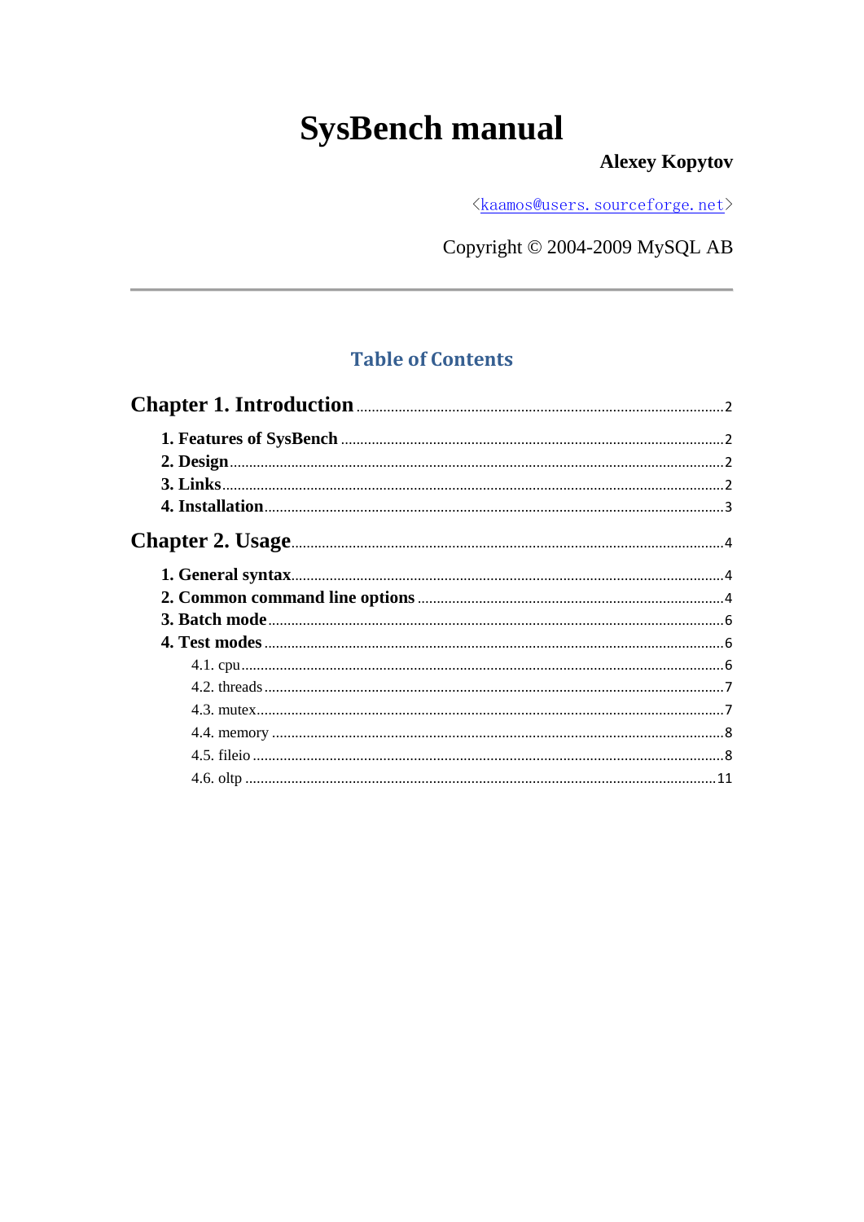# SysBench manual

**Alexey Kopytov**

<kaamos@users.sourceforge.net>

Copyright © 2004-2009 MySQL AB

---

## Table of Contents

**Chapter 1. Introduction** ..... 2

- **1. Features of SysBench** ..... 2
- **2. Design** ..... 2
- **3. Links** ..... 2
- **4. Installation** ..... 3

**Chapter 2. Usage** ..... 4

- **1. General syntax** ..... 4
- **2. Common command line options** ..... 4
- **3. Batch mode** ..... 6
- **4. Test modes** ..... 6
  - 4.1. cpu ..... 6
  - 4.2. threads ..... 7
  - 4.3. mutex ..... 7
  - 4.4. memory ..... 8
  - 4.5. fileio ..... 8
  - 4.6. oltp ..... 11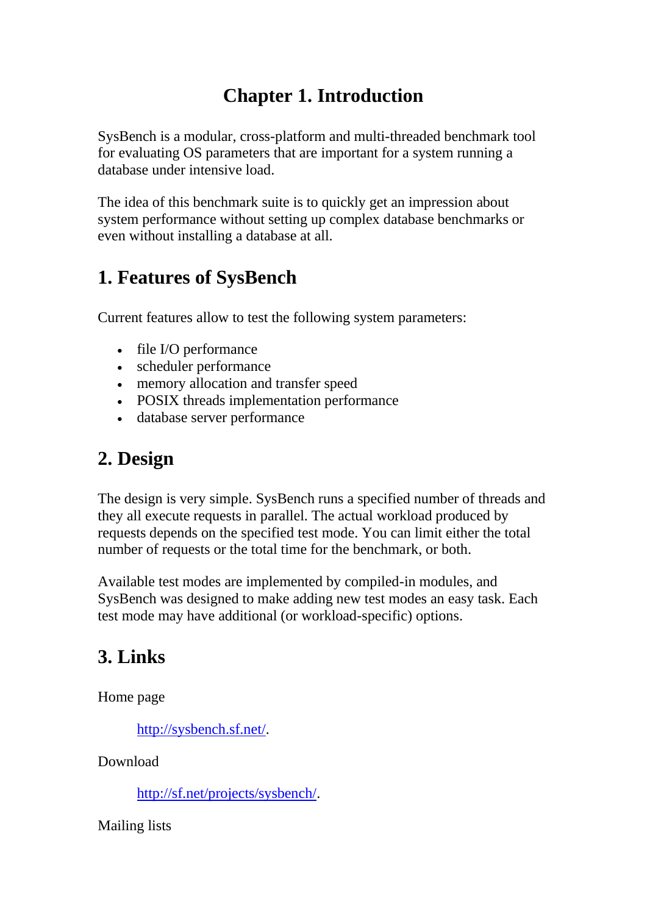# Chapter 1. Introduction

SysBench is a modular, cross-platform and multi-threaded benchmark tool for evaluating OS parameters that are important for a system running a database under intensive load.

The idea of this benchmark suite is to quickly get an impression about system performance without setting up complex database benchmarks or even without installing a database at all.

## 1. Features of SysBench

Current features allow to test the following system parameters:

- file I/O performance
- scheduler performance
- memory allocation and transfer speed
- POSIX threads implementation performance
- database server performance

## 2. Design

The design is very simple. SysBench runs a specified number of threads and they all execute requests in parallel. The actual workload produced by requests depends on the specified test mode. You can limit either the total number of requests or the total time for the benchmark, or both.

Available test modes are implemented by compiled-in modules, and SysBench was designed to make adding new test modes an easy task. Each test mode may have additional (or workload-specific) options.

## 3. Links

Home page

> [http://sysbench.sf.net/](http://sysbench.sf.net/).

Download

> [http://sf.net/projects/sysbench/](http://sf.net/projects/sysbench/).

Mailing lists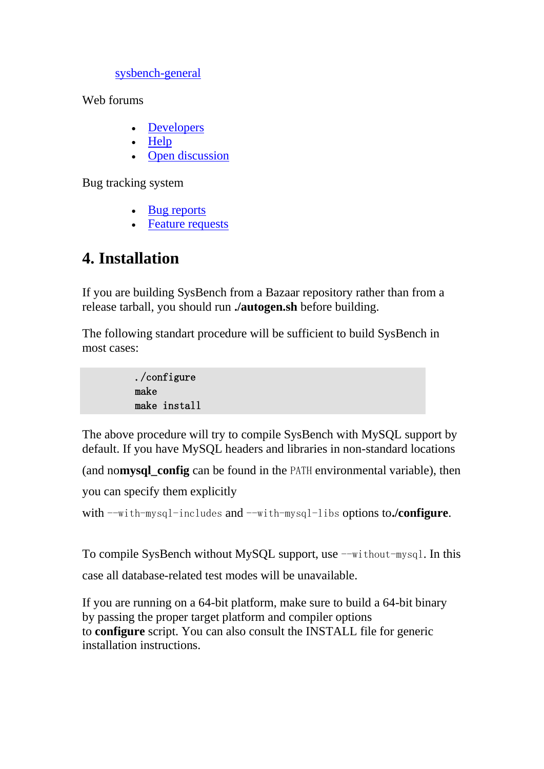[sysbench-general]

Web forums

- [Developers]
- [Help]
- [Open discussion]

Bug tracking system

- [Bug reports]
- [Feature requests]

## 4. Installation

If you are building SysBench from a Bazaar repository rather than from a release tarball, you should run **./autogen.sh** before building.

The following standart procedure will be sufficient to build SysBench in most cases:

```
./configure
make
make install
```

The above procedure will try to compile SysBench with MySQL support by default. If you have MySQL headers and libraries in non-standard locations (and no**mysql_config** can be found in the `PATH` environmental variable), then you can specify them explicitly with `--with-mysql-includes` and `--with-mysql-libs` options to**./configure**.

To compile SysBench without MySQL support, use `--without-mysql`. In this case all database-related test modes will be unavailable.

If you are running on a 64-bit platform, make sure to build a 64-bit binary by passing the proper target platform and compiler options to **configure** script. You can also consult the INSTALL file for generic installation instructions.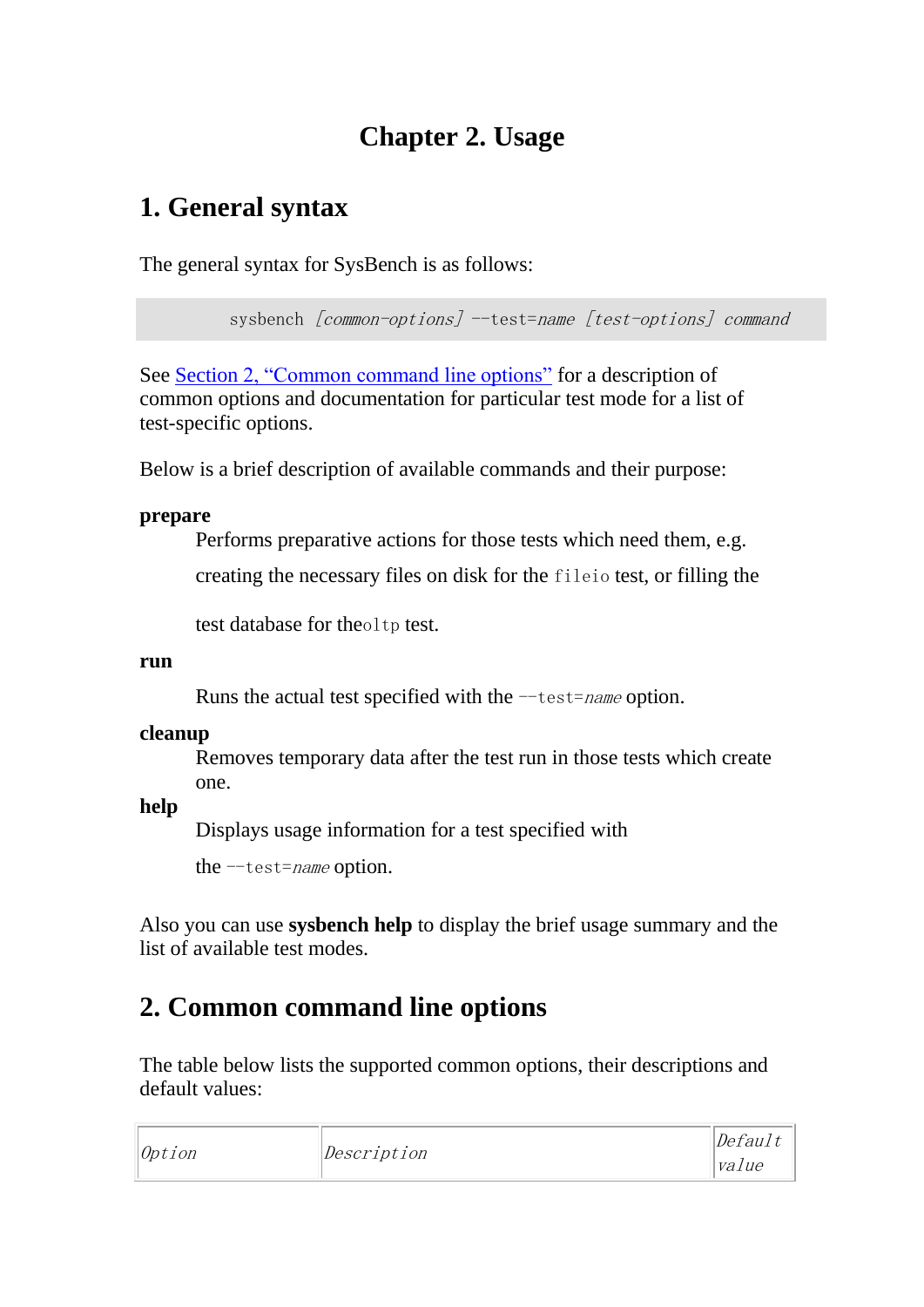# Chapter 2. Usage

## 1. General syntax

The general syntax for SysBench is as follows:

```
sysbench [common-options] --test=name [test-options] command
```

See Section 2, "Common command line options" for a description of common options and documentation for particular test mode for a list of test-specific options.

Below is a brief description of available commands and their purpose:

**prepare**

Performs preparative actions for those tests which need them, e.g. creating the necessary files on disk for the `fileio` test, or filling the test database for the`oltp` test.

**run**

Runs the actual test specified with the `--test=`*name* option.

**cleanup**

Removes temporary data after the test run in those tests which create one.

**help**

Displays usage information for a test specified with the `--test=`*name* option.

Also you can use **sysbench help** to display the brief usage summary and the list of available test modes.

## 2. Common command line options

The table below lists the supported common options, their descriptions and default values:

| *Option* | *Description* | *Default value* |
| --- | --- | --- |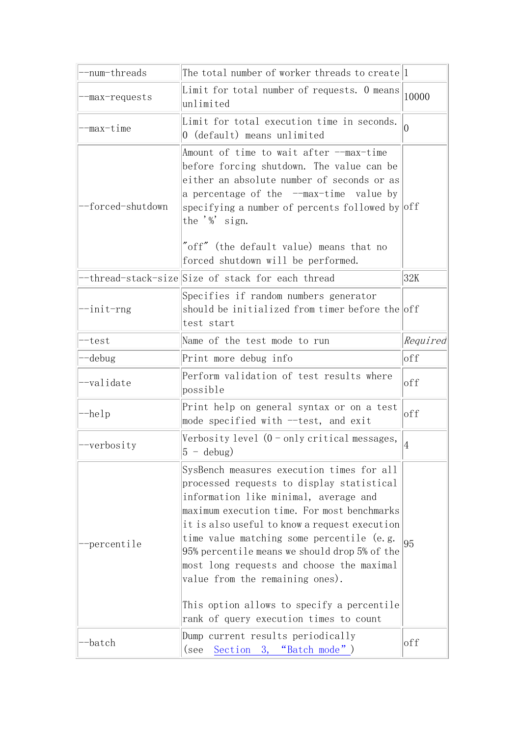| --num-threads | The total number of worker threads to create | 1 |
|---|---|---|
| --max-requests | Limit for total number of requests. 0 means unlimited | 10000 |
| --max-time | Limit for total execution time in seconds. 0 (default) means unlimited | 0 |
| --forced-shutdown | Amount of time to wait after --max-time before forcing shutdown. The value can be either an absolute number of seconds or as a percentage of the --max-time value by specifying a number of percents followed by the '%' sign.<br><br>"off" (the default value) means that no forced shutdown will be performed. | off |
| --thread-stack-size | Size of stack for each thread | 32K |
| --init-rng | Specifies if random numbers generator should be initialized from timer before the test start | off |
| --test | Name of the test mode to run | *Required* |
| --debug | Print more debug info | off |
| --validate | Perform validation of test results where possible | off |
| --help | Print help on general syntax or on a test mode specified with --test, and exit | off |
| --verbosity | Verbosity level (0 - only critical messages, 5 - debug) | 4 |
| --percentile | SysBench measures execution times for all processed requests to display statistical information like minimal, average and maximum execution time. For most benchmarks it is also useful to know a request execution time value matching some percentile (e.g. 95% percentile means we should drop 5% of the most long requests and choose the maximal value from the remaining ones).<br><br>This option allows to specify a percentile rank of query execution times to count | 95 |
| --batch | Dump current results periodically (see Section 3, "Batch mode") | off |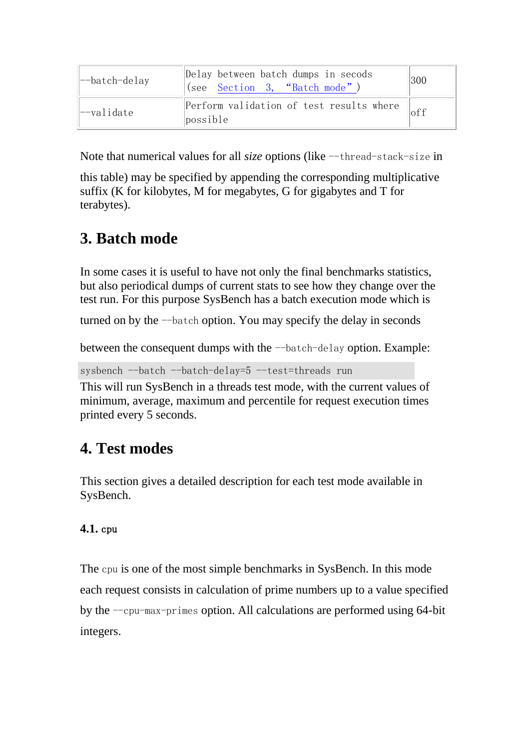| --batch-delay | Delay between batch dumps in secods (see Section 3, “Batch mode”) | 300 |
|---|---|---|
| --validate | Perform validation of test results where possible | off |

Note that numerical values for all *size* options (like `--thread-stack-size` in this table) may be specified by appending the corresponding multiplicative suffix (K for kilobytes, M for megabytes, G for gigabytes and T for terabytes).

## 3. Batch mode

In some cases it is useful to have not only the final benchmarks statistics, but also periodical dumps of current stats to see how they change over the test run. For this purpose SysBench has a batch execution mode which is turned on by the `--batch` option. You may specify the delay in seconds between the consequent dumps with the `--batch-delay` option. Example:

```
sysbench --batch --batch-delay=5 --test=threads run
```

This will run SysBench in a threads test mode, with the current values of minimum, average, maximum and percentile for request execution times printed every 5 seconds.

## 4. Test modes

This section gives a detailed description for each test mode available in SysBench.

### 4.1. cpu

The `cpu` is one of the most simple benchmarks in SysBench. In this mode each request consists in calculation of prime numbers up to a value specified by the `--cpu-max-primes` option. All calculations are performed using 64-bit integers.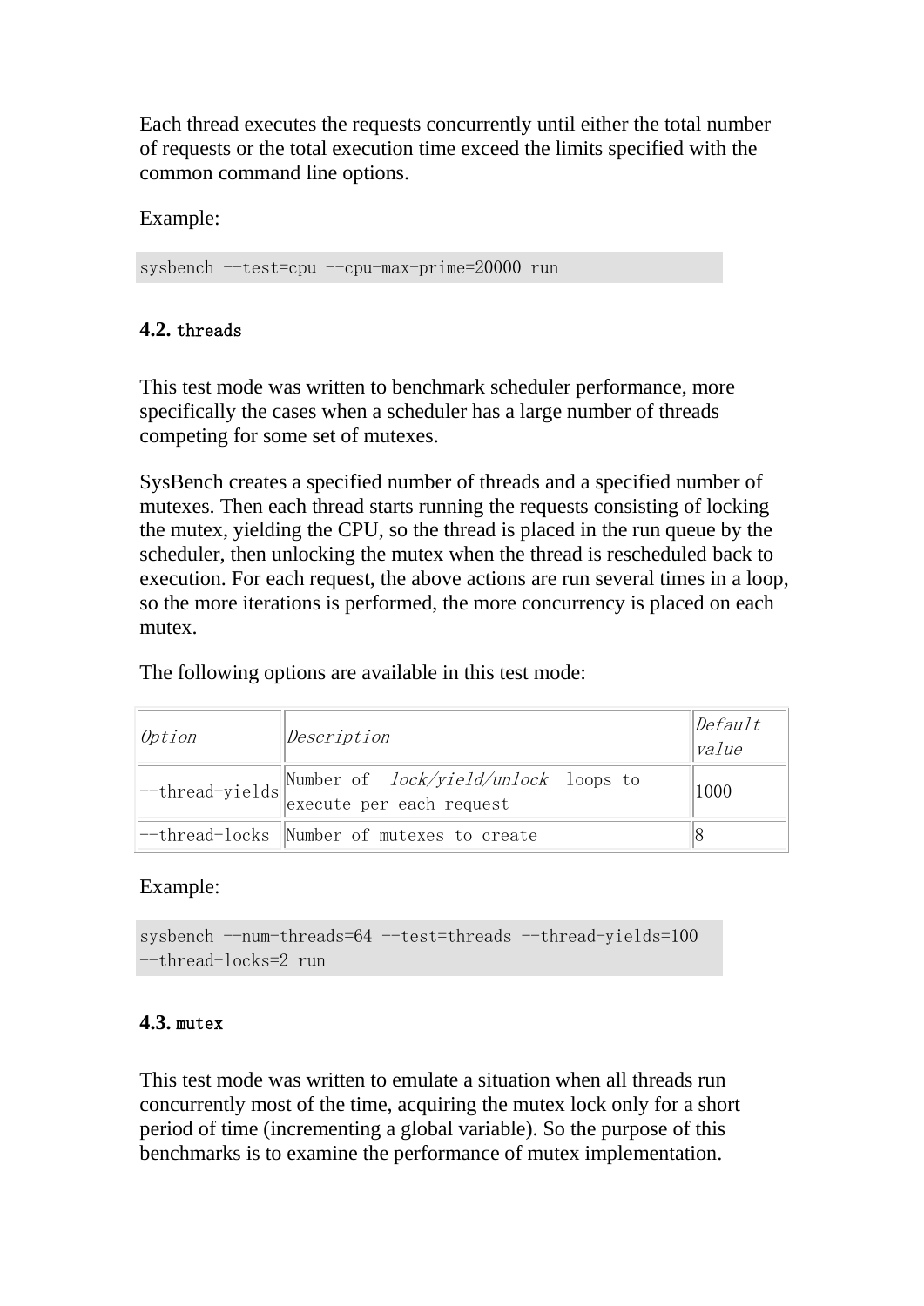Each thread executes the requests concurrently until either the total number of requests or the total execution time exceed the limits specified with the common command line options.

Example:

```
sysbench --test=cpu --cpu-max-prime=20000 run
```

#### 4.2. `threads`

This test mode was written to benchmark scheduler performance, more specifically the cases when a scheduler has a large number of threads competing for some set of mutexes.

SysBench creates a specified number of threads and a specified number of mutexes. Then each thread starts running the requests consisting of locking the mutex, yielding the CPU, so the thread is placed in the run queue by the scheduler, then unlocking the mutex when the thread is rescheduled back to execution. For each request, the above actions are run several times in a loop, so the more iterations is performed, the more concurrency is placed on each mutex.

The following options are available in this test mode:

| *Option* | *Description* | *Default value* |
|---|---|---|
| --thread-yields | Number of *lock/yield/unlock* loops to execute per each request | 1000 |
| --thread-locks | Number of mutexes to create | 8 |

Example:

```
sysbench --num-threads=64 --test=threads --thread-yields=100
--thread-locks=2 run
```

#### 4.3. `mutex`

This test mode was written to emulate a situation when all threads run concurrently most of the time, acquiring the mutex lock only for a short period of time (incrementing a global variable). So the purpose of this benchmarks is to examine the performance of mutex implementation.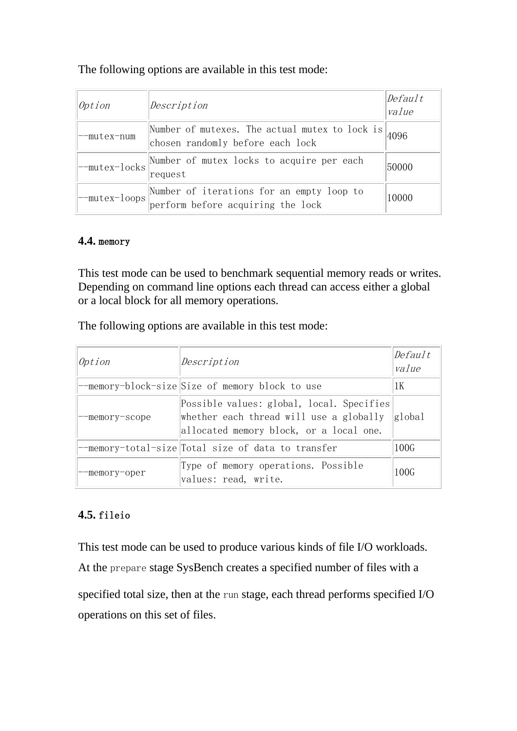The following options are available in this test mode:

| *Option* | *Description* | *Default value* |
|---|---|---|
| --mutex-num | Number of mutexes. The actual mutex to lock is chosen randomly before each lock | 4096 |
| --mutex-locks | Number of mutex locks to acquire per each request | 50000 |
| --mutex-loops | Number of iterations for an empty loop to perform before acquiring the lock | 10000 |

#### 4.4. `memory`

This test mode can be used to benchmark sequential memory reads or writes. Depending on command line options each thread can access either a global or a local block for all memory operations.

The following options are available in this test mode:

| *Option* | *Description* | *Default value* |
|---|---|---|
| --memory-block-size | Size of memory block to use | 1K |
| --memory-scope | Possible values: global, local. Specifies whether each thread will use a globally allocated memory block, or a local one. | global |
| --memory-total-size | Total size of data to transfer | 100G |
| --memory-oper | Type of memory operations. Possible values: read, write. | 100G |

#### 4.5. `fileio`

This test mode can be used to produce various kinds of file I/O workloads. At the `prepare` stage SysBench creates a specified number of files with a specified total size, then at the `run` stage, each thread performs specified I/O operations on this set of files.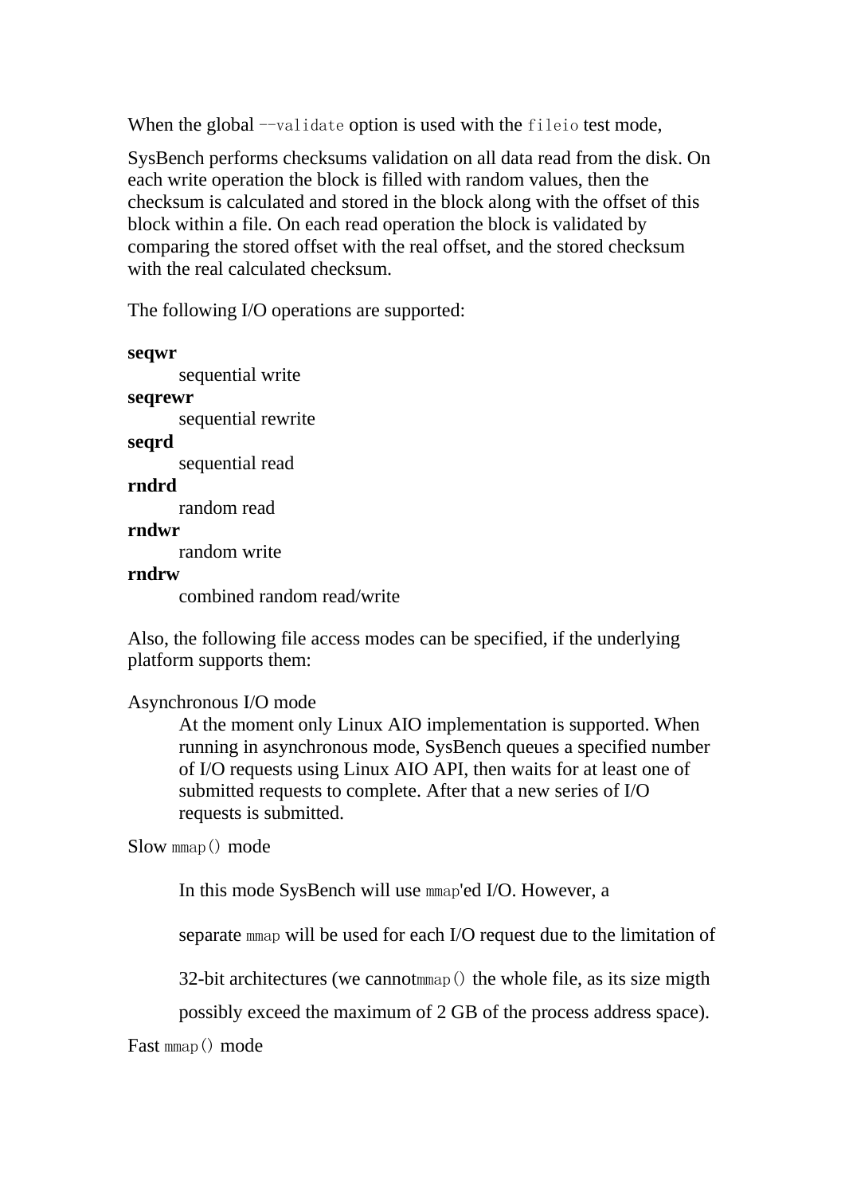When the global `--validate` option is used with the `fileio` test mode,

SysBench performs checksums validation on all data read from the disk. On each write operation the block is filled with random values, then the checksum is calculated and stored in the block along with the offset of this block within a file. On each read operation the block is validated by comparing the stored offset with the real offset, and the stored checksum with the real calculated checksum.

The following I/O operations are supported:

**seqwr**
: sequential write

**seqrewr**
: sequential rewrite

**seqrd**
: sequential read

**rndrd**
: random read

**rndwr**
: random write

**rndrw**
: combined random read/write

Also, the following file access modes can be specified, if the underlying platform supports them:

Asynchronous I/O mode
: At the moment only Linux AIO implementation is supported. When running in asynchronous mode, SysBench queues a specified number of I/O requests using Linux AIO API, then waits for at least one of submitted requests to complete. After that a new series of I/O requests is submitted.

Slow `mmap()` mode

: In this mode SysBench will use `mmap`'ed I/O. However, a separate `mmap` will be used for each I/O request due to the limitation of 32-bit architectures (we cannot`mmap()` the whole file, as its size migth possibly exceed the maximum of 2 GB of the process address space).

Fast `mmap()` mode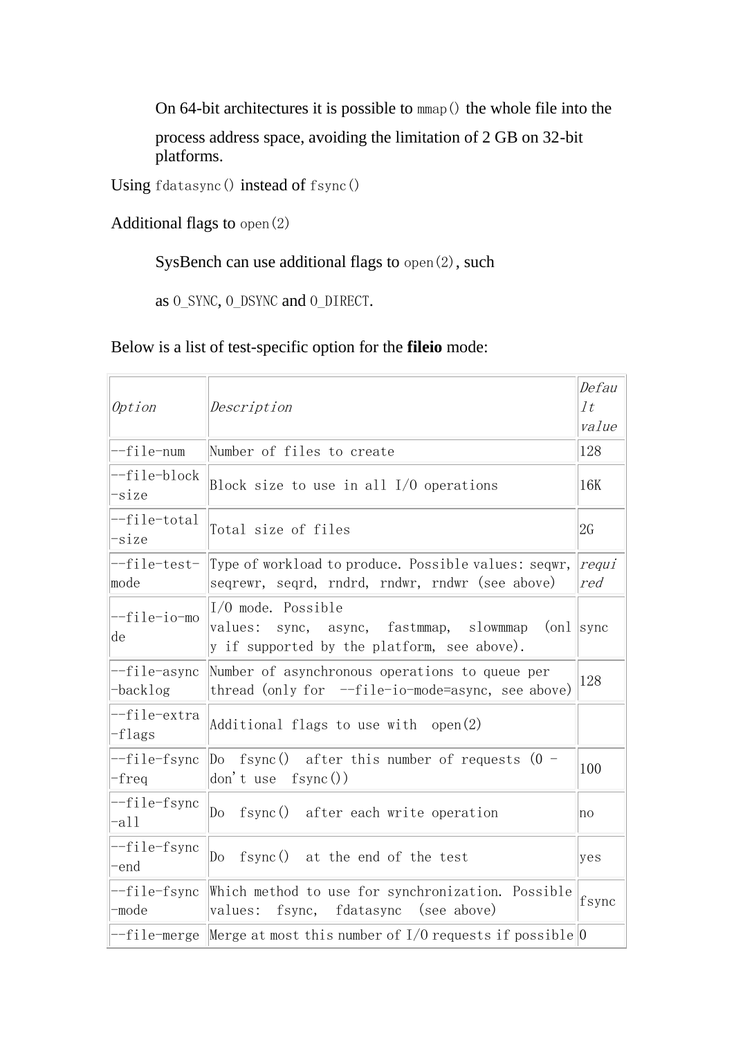On 64-bit architectures it is possible to `mmap()` the whole file into the process address space, avoiding the limitation of 2 GB on 32-bit platforms.

Using `fdatasync()` instead of `fsync()`

Additional flags to `open(2)`

SysBench can use additional flags to `open(2)`, such as `O_SYNC`, `O_DSYNC` and `O_DIRECT`.

Below is a list of test-specific option for the **fileio** mode:

| *Option* | *Description* | *Default value* |
|---|---|---|
| --file-num | Number of files to create | 128 |
| --file-block-size | Block size to use in all I/O operations | 16K |
| --file-total-size | Total size of files | 2G |
| --file-test-mode | Type of workload to produce. Possible values: seqwr, seqrewr, seqrd, rndrd, rndwr, rndwr (see above) | *required* |
| --file-io-mode | I/O mode. Possible values: sync, async, fastmmap, slowmmap (only if supported by the platform, see above). | sync |
| --file-async-backlog | Number of asynchronous operations to queue per thread (only for --file-io-mode=async, see above) | 128 |
| --file-extra-flags | Additional flags to use with open(2) | |
| --file-fsync-freq | Do fsync() after this number of requests (0 - don't use fsync()) | 100 |
| --file-fsync-all | Do fsync() after each write operation | no |
| --file-fsync-end | Do fsync() at the end of the test | yes |
| --file-fsync-mode | Which method to use for synchronization. Possible values: fsync, fdatasync (see above) | fsync |
| --file-merge | Merge at most this number of I/O requests if possible | 0 |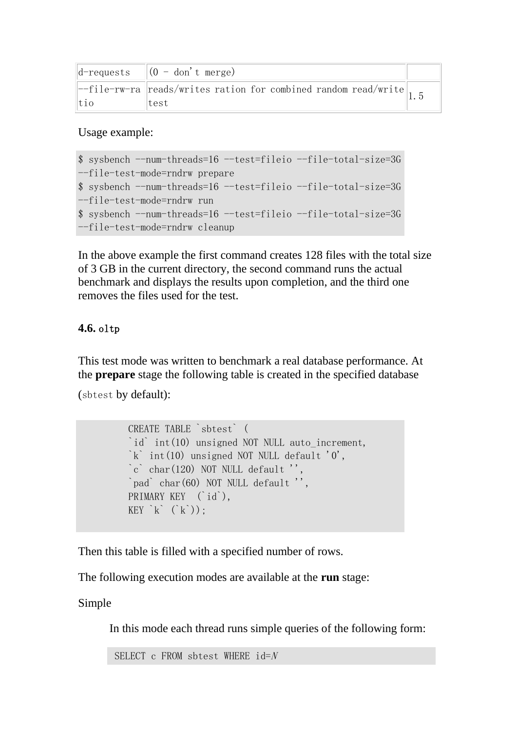| | | |
|---|---|---|
| d-requests | (0 - don't merge) | |
| --file-rw-ratio | reads/writes ration for combined random read/write test | 1.5 |

Usage example:

```
$ sysbench --num-threads=16 --test=fileio --file-total-size=3G
--file-test-mode=rndrw prepare
$ sysbench --num-threads=16 --test=fileio --file-total-size=3G
--file-test-mode=rndrw run
$ sysbench --num-threads=16 --test=fileio --file-total-size=3G
--file-test-mode=rndrw cleanup
```

In the above example the first command creates 128 files with the total size of 3 GB in the current directory, the second command runs the actual benchmark and displays the results upon completion, and the third one removes the files used for the test.

### 4.6. `oltp`

This test mode was written to benchmark a real database performance. At the **prepare** stage the following table is created in the specified database (`sbtest` by default):

```
CREATE TABLE `sbtest` (
`id` int(10) unsigned NOT NULL auto_increment,
`k` int(10) unsigned NOT NULL default '0',
`c` char(120) NOT NULL default '',
`pad` char(60) NOT NULL default '',
PRIMARY KEY  (`id`),
KEY `k` (`k`));
```

Then this table is filled with a specified number of rows.

The following execution modes are available at the **run** stage:

Simple

In this mode each thread runs simple queries of the following form:

```
SELECT c FROM sbtest WHERE id=N
```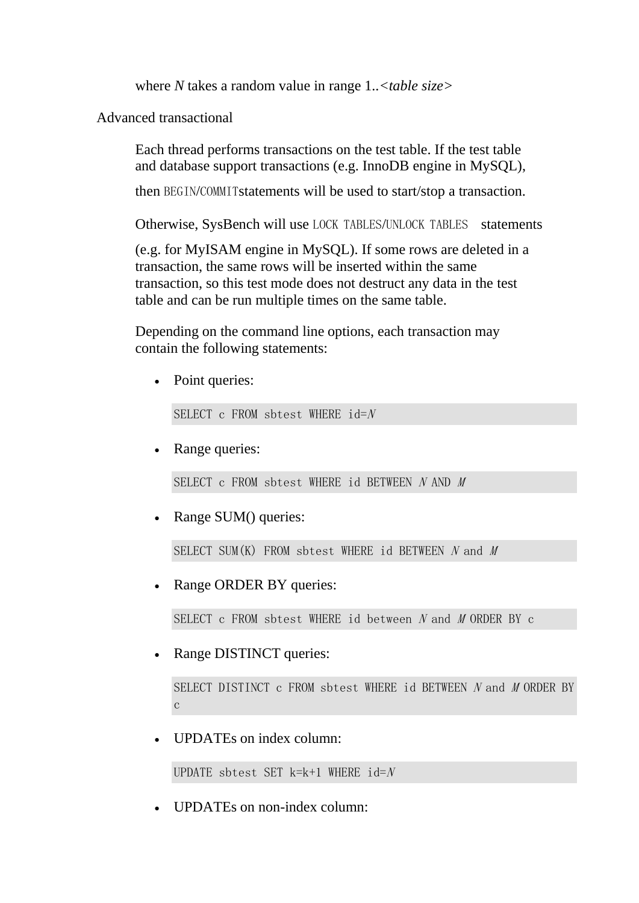where *N* takes a random value in range 1..<*table size*>

Advanced transactional

Each thread performs transactions on the test table. If the test table and database support transactions (e.g. InnoDB engine in MySQL), then `BEGIN`/`COMMIT`statements will be used to start/stop a transaction.

Otherwise, SysBench will use `LOCK TABLES`/`UNLOCK TABLES` statements (e.g. for MyISAM engine in MySQL). If some rows are deleted in a transaction, the same rows will be inserted within the same transaction, so this test mode does not destruct any data in the test table and can be run multiple times on the same table.

Depending on the command line options, each transaction may contain the following statements:

- Point queries:

```
SELECT c FROM sbtest WHERE id=N
```

- Range queries:

```
SELECT c FROM sbtest WHERE id BETWEEN N AND M
```

- Range SUM() queries:

```
SELECT SUM(K) FROM sbtest WHERE id BETWEEN N and M
```

- Range ORDER BY queries:

```
SELECT c FROM sbtest WHERE id between N and M ORDER BY c
```

- Range DISTINCT queries:

```
SELECT DISTINCT c FROM sbtest WHERE id BETWEEN N and M ORDER BY c
```

- UPDATEs on index column:

```
UPDATE sbtest SET k=k+1 WHERE id=N
```

- UPDATEs on non-index column: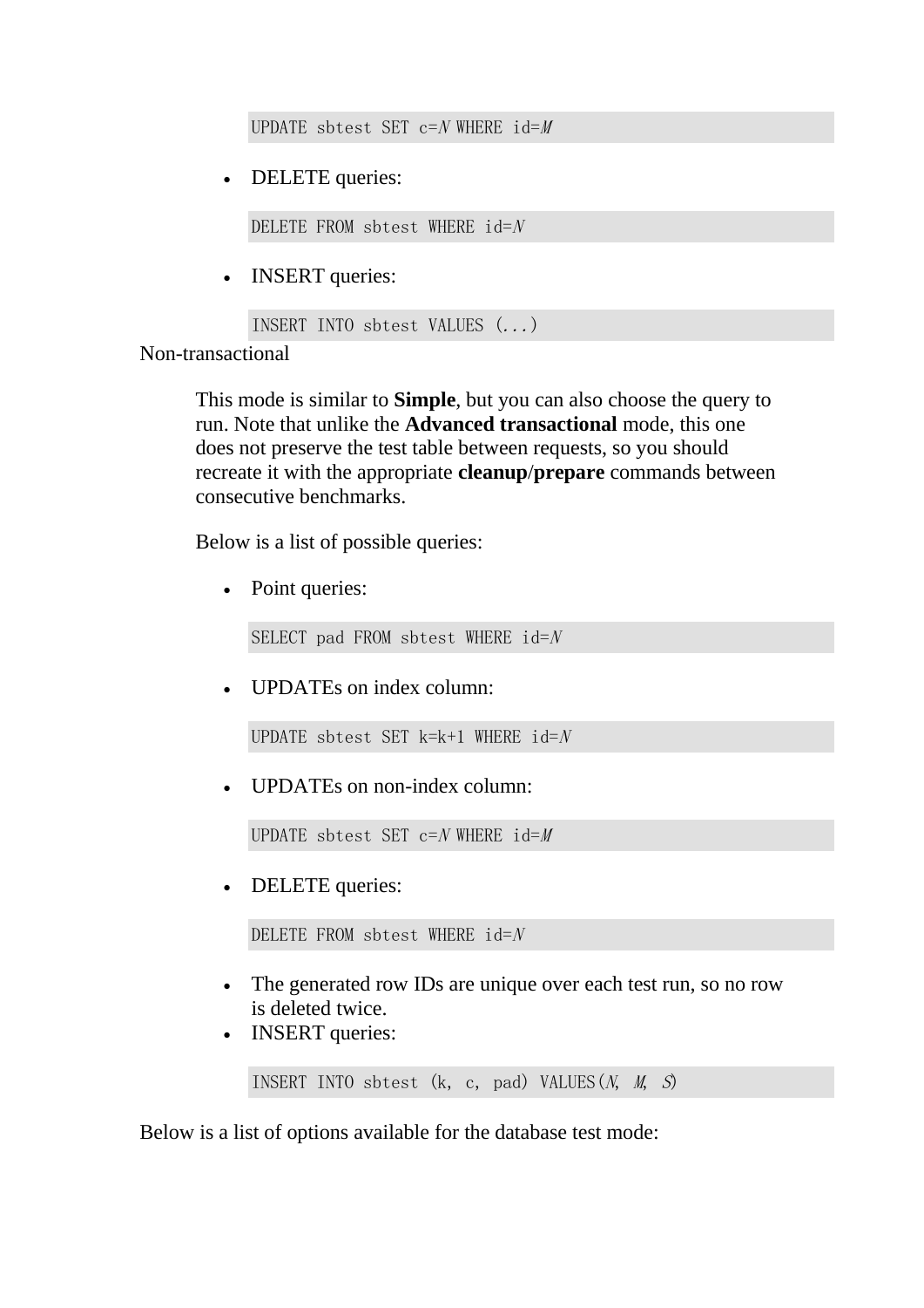```
UPDATE sbtest SET c=N WHERE id=M
```

- DELETE queries:

```
DELETE FROM sbtest WHERE id=N
```

- INSERT queries:

```
INSERT INTO sbtest VALUES (...)
```

Non-transactional

This mode is similar to **Simple**, but you can also choose the query to run. Note that unlike the **Advanced transactional** mode, this one does not preserve the test table between requests, so you should recreate it with the appropriate **cleanup**/**prepare** commands between consecutive benchmarks.

Below is a list of possible queries:

- Point queries:

```
SELECT pad FROM sbtest WHERE id=N
```

- UPDATEs on index column:

```
UPDATE sbtest SET k=k+1 WHERE id=N
```

- UPDATEs on non-index column:

```
UPDATE sbtest SET c=N WHERE id=M
```

- DELETE queries:

```
DELETE FROM sbtest WHERE id=N
```

- The generated row IDs are unique over each test run, so no row is deleted twice.
- INSERT queries:

```
INSERT INTO sbtest (k, c, pad) VALUES(N, M, S)
```

Below is a list of options available for the database test mode: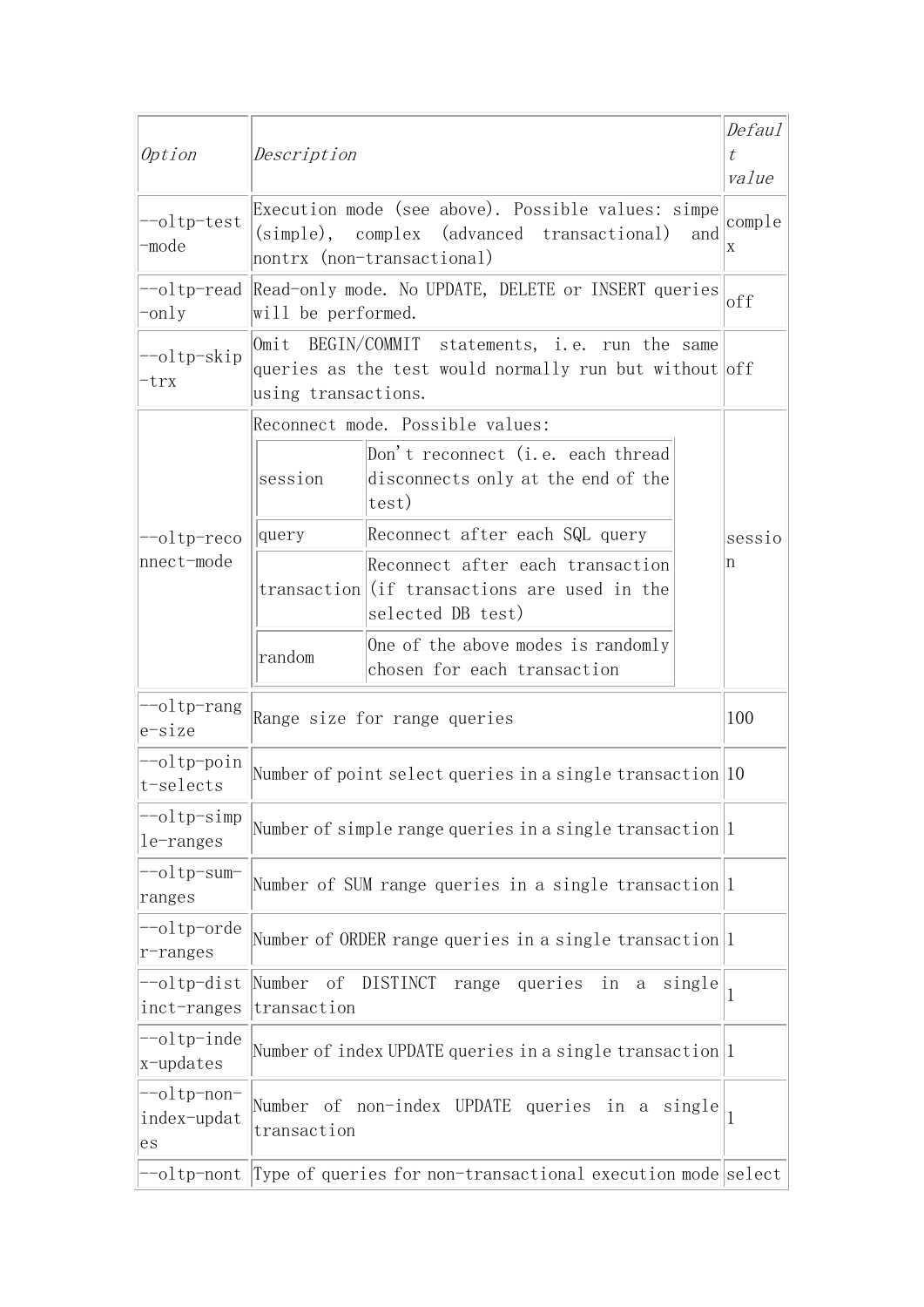| *Option* | *Description* | *Default value* |
|---|---|---|
| --oltp-test-mode | Execution mode (see above). Possible values: simpe (simple), complex (advanced transactional) and nontrx (non-transactional) | complex |
| --oltp-read-only | Read-only mode. No UPDATE, DELETE or INSERT queries will be performed. | off |
| --oltp-skip-trx | Omit BEGIN/COMMIT statements, i.e. run the same queries as the test would normally run but without using transactions. | off |
| --oltp-reconnect-mode | Reconnect mode. Possible values: session: Don't reconnect (i.e. each thread disconnects only at the end of the test); query: Reconnect after each SQL query; transaction: Reconnect after each transaction (if transactions are used in the selected DB test); random: One of the above modes is randomly chosen for each transaction | session |
| --oltp-range-size | Range size for range queries | 100 |
| --oltp-point-selects | Number of point select queries in a single transaction | 10 |
| --oltp-simple-ranges | Number of simple range queries in a single transaction | 1 |
| --oltp-sum-ranges | Number of SUM range queries in a single transaction | 1 |
| --oltp-order-ranges | Number of ORDER range queries in a single transaction | 1 |
| --oltp-distinct-ranges | Number of DISTINCT range queries in a single transaction | 1 |
| --oltp-index-updates | Number of index UPDATE queries in a single transaction | 1 |
| --oltp-non-index-updates | Number of non-index UPDATE queries in a single transaction | 1 |
| --oltp-nont | Type of queries for non-transactional execution mode | select |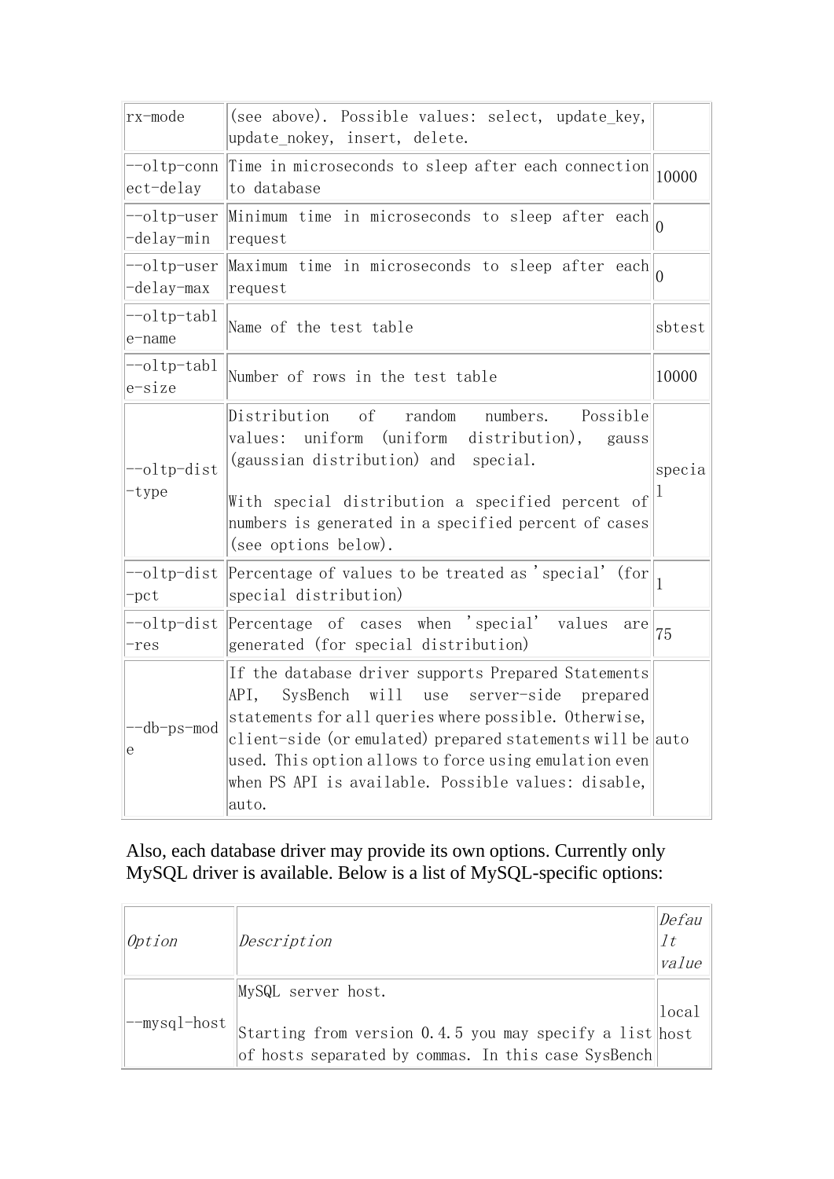| | | |
|---|---|---|
| rx-mode | (see above). Possible values: select, update_key, update_nokey, insert, delete. | |
| --oltp-connect-delay | Time in microseconds to sleep after each connection to database | 10000 |
| --oltp-user-delay-min | Minimum time in microseconds to sleep after each request | 0 |
| --oltp-user-delay-max | Maximum time in microseconds to sleep after each request | 0 |
| --oltp-table-name | Name of the test table | sbtest |
| --oltp-table-size | Number of rows in the test table | 10000 |
| --oltp-dist-type | Distribution of random numbers. Possible values: uniform (uniform distribution), gauss (gaussian distribution) and special.<br><br>With special distribution a specified percent of numbers is generated in a specified percent of cases (see options below). | special |
| --oltp-dist-pct | Percentage of values to be treated as 'special' (for special distribution) | 1 |
| --oltp-dist-res | Percentage of cases when 'special' values are generated (for special distribution) | 75 |
| --db-ps-mode | If the database driver supports Prepared Statements API, SysBench will use server-side prepared statements for all queries where possible. Otherwise, client-side (or emulated) prepared statements will be used. This option allows to force using emulation even when PS API is available. Possible values: disable, auto. | auto |

Also, each database driver may provide its own options. Currently only MySQL driver is available. Below is a list of MySQL-specific options:

| *Option* | *Description* | *Default value* |
|---|---|---|
| --mysql-host | MySQL server host.<br><br>Starting from version 0.4.5 you may specify a list of hosts separated by commas. In this case SysBench | localhost |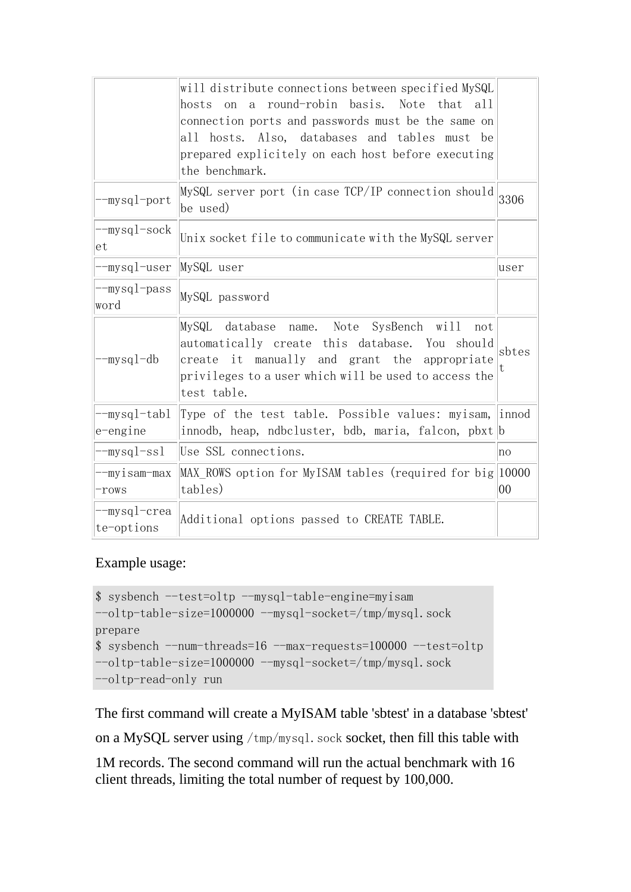| | | |
|---|---|---|
| | will distribute connections between specified MySQL hosts on a round-robin basis. Note that all connection ports and passwords must be the same on all hosts. Also, databases and tables must be prepared explicitely on each host before executing the benchmark. | |
| --mysql-port | MySQL server port (in case TCP/IP connection should be used) | 3306 |
| --mysql-socket | Unix socket file to communicate with the MySQL server | |
| --mysql-user | MySQL user | user |
| --mysql-password | MySQL password | |
| --mysql-db | MySQL database name. Note SysBench will not automatically create this database. You should create it manually and grant the appropriate privileges to a user which will be used to access the test table. | sbtest |
| --mysql-table-engine | Type of the test table. Possible values: myisam, innodb, heap, ndbcluster, bdb, maria, falcon, pbxt | innodb |
| --mysql-ssl | Use SSL connections. | no |
| --myisam-max-rows | MAX_ROWS option for MyISAM tables (required for big tables) | 1000000 |
| --mysql-create-options | Additional options passed to CREATE TABLE. | |

Example usage:

```
$ sysbench --test=oltp --mysql-table-engine=myisam
--oltp-table-size=1000000 --mysql-socket=/tmp/mysql.sock
prepare
$ sysbench --num-threads=16 --max-requests=100000 --test=oltp
--oltp-table-size=1000000 --mysql-socket=/tmp/mysql.sock
--oltp-read-only run
```

The first command will create a MyISAM table 'sbtest' in a database 'sbtest' on a MySQL server using `/tmp/mysql.sock` socket, then fill this table with 1M records. The second command will run the actual benchmark with 16 client threads, limiting the total number of request by 100,000.